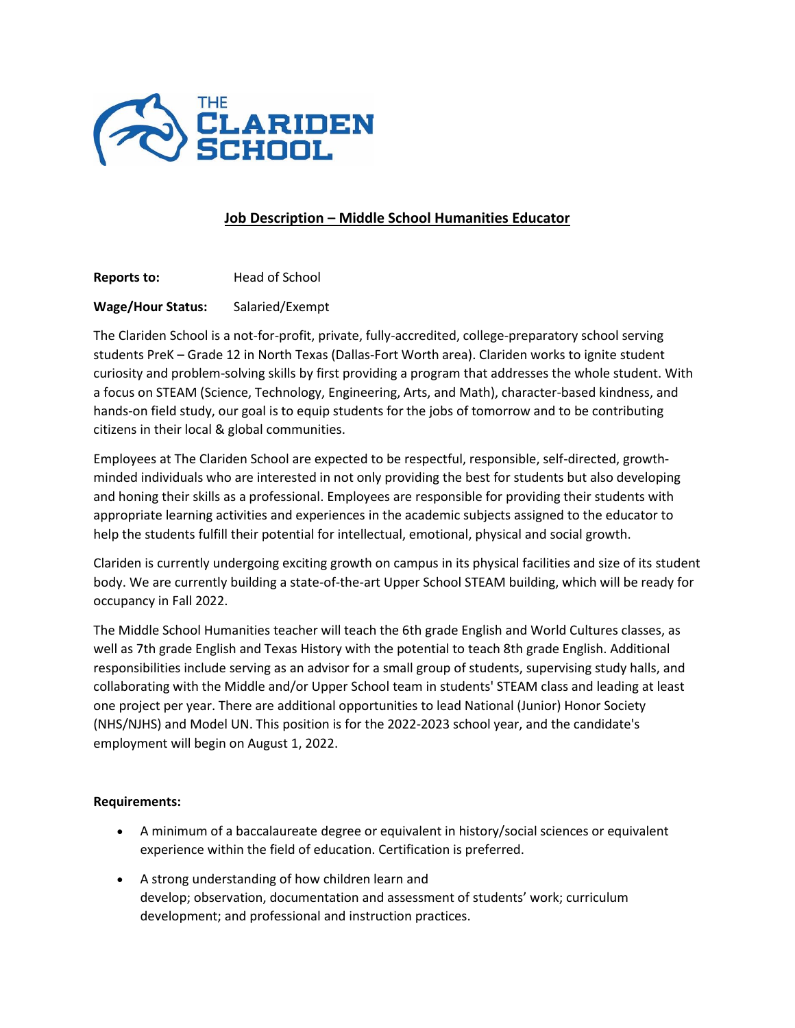THE CLARIDEN SCHOOL

## Job Description – Middle School Humanities Educator

**Reports to:** Head of School

**Wage/Hour Status:** Salaried/Exempt

The Clariden School is a not-for-profit, private, fully-accredited, college-preparatory school serving students PreK – Grade 12 in North Texas (Dallas-Fort Worth area). Clariden works to ignite student curiosity and problem-solving skills by first providing a program that addresses the whole student. With a focus on STEAM (Science, Technology, Engineering, Arts, and Math), character-based kindness, and hands-on field study, our goal is to equip students for the jobs of tomorrow and to be contributing citizens in their local & global communities.

Employees at The Clariden School are expected to be respectful, responsible, self-directed, growth-minded individuals who are interested in not only providing the best for students but also developing and honing their skills as a professional. Employees are responsible for providing their students with appropriate learning activities and experiences in the academic subjects assigned to the educator to help the students fulfill their potential for intellectual, emotional, physical and social growth.

Clariden is currently undergoing exciting growth on campus in its physical facilities and size of its student body. We are currently building a state-of-the-art Upper School STEAM building, which will be ready for occupancy in Fall 2022.

The Middle School Humanities teacher will teach the 6th grade English and World Cultures classes, as well as 7th grade English and Texas History with the potential to teach 8th grade English. Additional responsibilities include serving as an advisor for a small group of students, supervising study halls, and collaborating with the Middle and/or Upper School team in students' STEAM class and leading at least one project per year. There are additional opportunities to lead National (Junior) Honor Society (NHS/NJHS) and Model UN. This position is for the 2022-2023 school year, and the candidate's employment will begin on August 1, 2022.

**Requirements:**

- A minimum of a baccalaureate degree or equivalent in history/social sciences or equivalent experience within the field of education. Certification is preferred.
- A strong understanding of how children learn and develop; observation, documentation and assessment of students' work; curriculum development; and professional and instruction practices.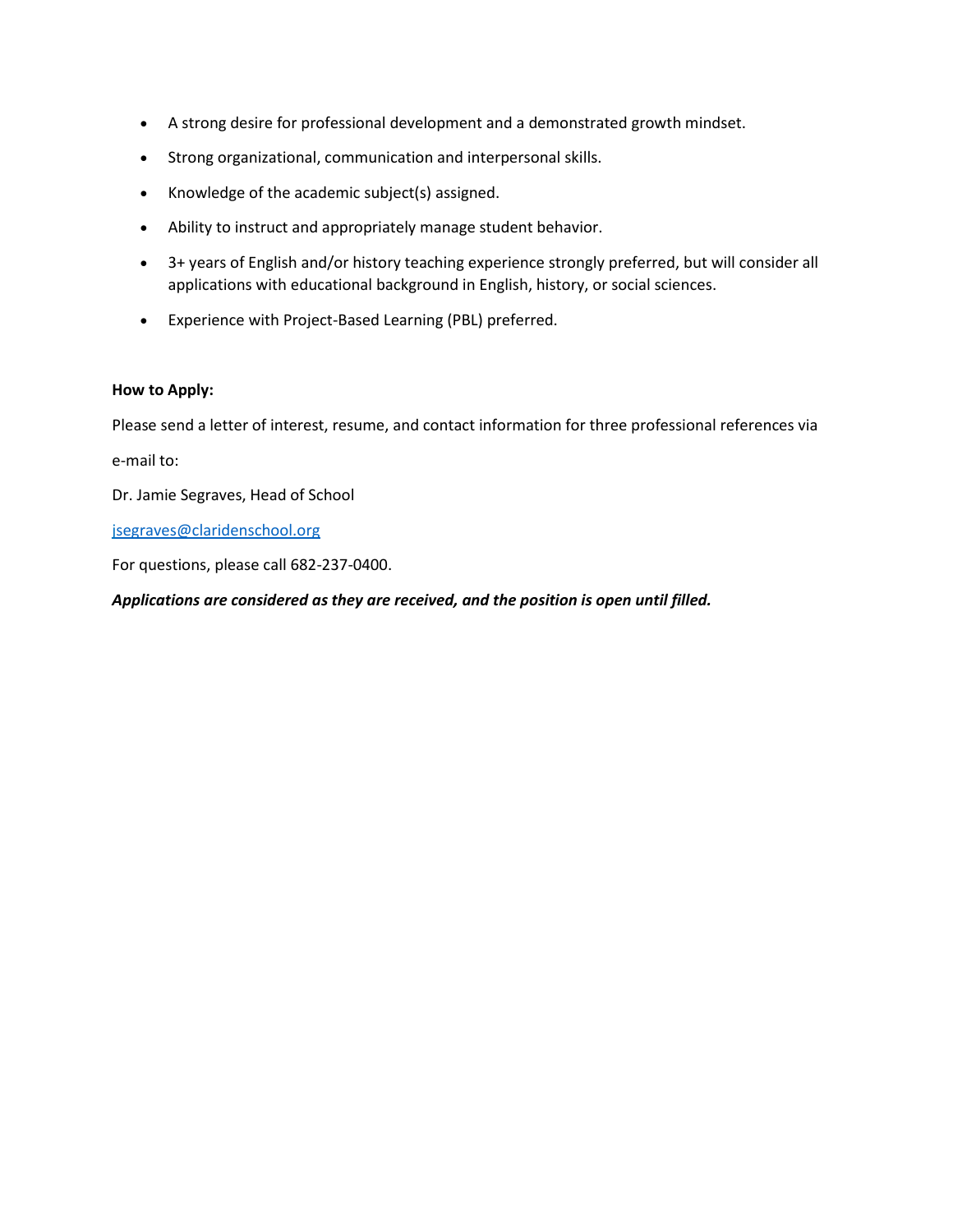- A strong desire for professional development and a demonstrated growth mindset.
- Strong organizational, communication and interpersonal skills.
- Knowledge of the academic subject(s) assigned.
- Ability to instruct and appropriately manage student behavior.
- 3+ years of English and/or history teaching experience strongly preferred, but will consider all applications with educational background in English, history, or social sciences.
- Experience with Project-Based Learning (PBL) preferred.

**How to Apply:**

Please send a letter of interest, resume, and contact information for three professional references via e-mail to:

Dr. Jamie Segraves, Head of School

jsegraves@claridenschool.org

For questions, please call 682-237-0400.

***Applications are considered as they are received, and the position is open until filled.***